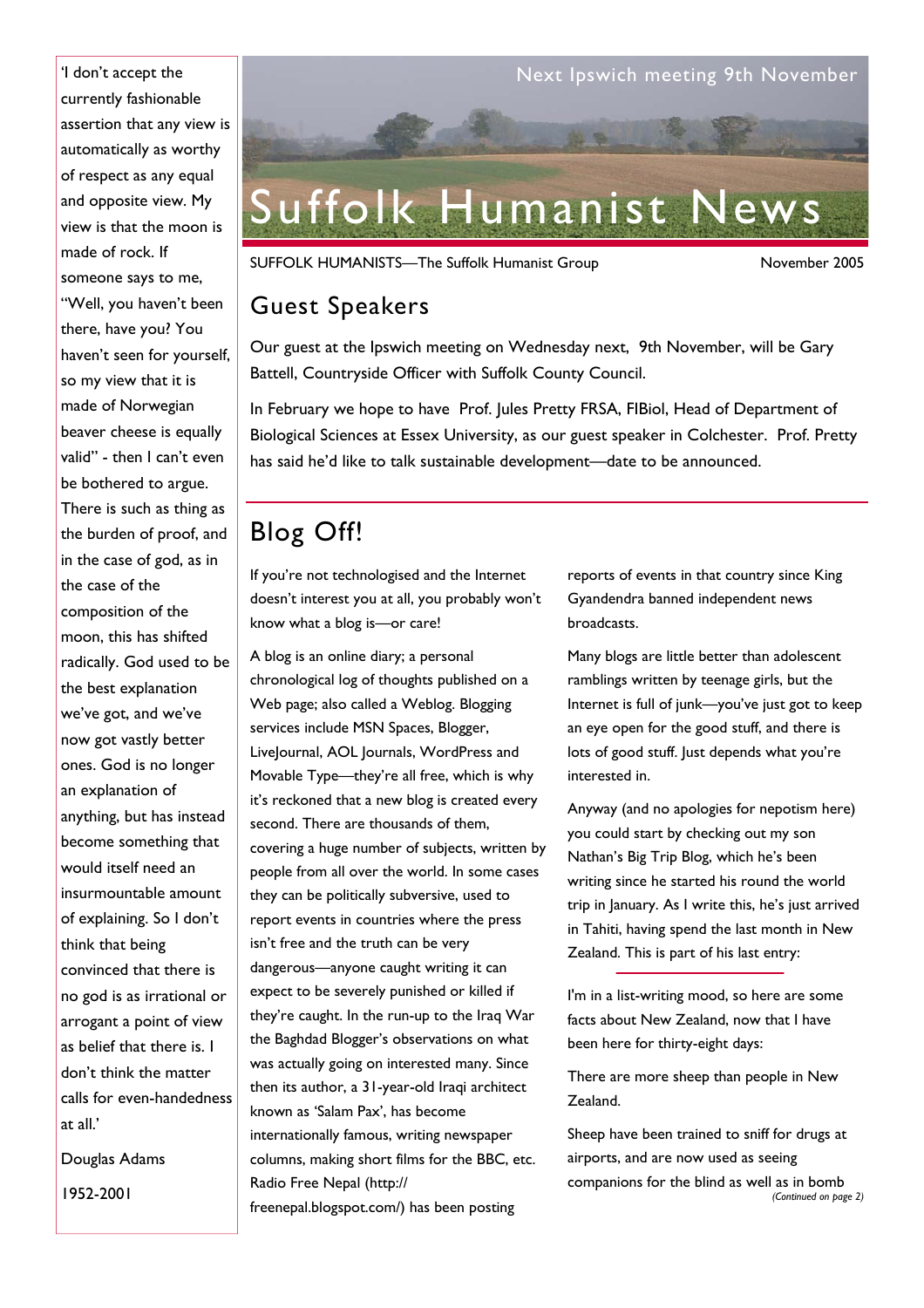Next Ipswich meeting 9th November

# Suffolk Humanist News

SUFFOLK HUMANISTS—The Suffolk Humanist Group

November 2005

'I don't accept the currently fashionable assertion that any view is automatically as worthy of respect as any equal and opposite view. My view is that the moon is made of rock. If someone says to me, "Well, you haven't been there, have you? You haven't seen for yourself, so my view that it is made of Norwegian beaver cheese is equally valid" - then I can't even be bothered to argue. There is such as thing as the burden of proof, and in the case of god, as in the case of the composition of the moon, this has shifted radically. God used to be the best explanation we've got, and we've now got vastly better ones. God is no longer an explanation of anything, but has instead become something that would itself need an insurmountable amount of explaining. So I don't think that being convinced that there is no god is as irrational or arrogant a point of view as belief that there is. I don't think the matter calls for even-handedness at all.'

Douglas Adams

1952-2001

## Guest Speakers

Our guest at the Ipswich meeting on Wednesday next, 9th November, will be Gary Battell, Countryside Officer with Suffolk County Council.

In February we hope to have Prof. Jules Pretty FRSA, FIBiol, Head of Department of Biological Sciences at Essex University, as our guest speaker in Colchester. Prof. Pretty has said he'd like to talk sustainable development—date to be announced.

## Blog Off!

If you're not technologised and the Internet doesn't interest you at all, you probably won't know what a blog is—or care!

A blog is an online diary; a personal chronological log of thoughts published on a Web page; also called a Weblog. Blogging services include MSN Spaces, Blogger, LiveJournal, AOL Journals, WordPress and Movable Type—they're all free, which is why it's reckoned that a new blog is created every second. There are thousands of them, covering a huge number of subjects, written by people from all over the world. In some cases they can be politically subversive, used to report events in countries where the press isn't free and the truth can be very dangerous—anyone caught writing it can expect to be severely punished or killed if they're caught. In the run-up to the Iraq War the Baghdad Blogger's observations on what was actually going on interested many. Since then its author, a 31-year-old Iraqi architect known as 'Salam Pax', has become internationally famous, writing newspaper columns, making short films for the BBC, etc. Radio Free Nepal (http://freenepal.blogspot.com/) has been posting reports of events in that country since King Gyandendra banned independent news broadcasts.

Many blogs are little better than adolescent ramblings written by teenage girls, but the Internet is full of junk—you've just got to keep an eye open for the good stuff, and there is lots of good stuff. Just depends what you're interested in.

Anyway (and no apologies for nepotism here) you could start by checking out my son Nathan's Big Trip Blog, which he's been writing since he started his round the world trip in January. As I write this, he's just arrived in Tahiti, having spend the last month in New Zealand. This is part of his last entry:

---

I'm in a list-writing mood, so here are some facts about New Zealand, now that I have been here for thirty-eight days:

There are more sheep than people in New Zealand.

Sheep have been trained to sniff for drugs at airports, and are now used as seeing companions for the blind as well as in bomb

*(Continued on page 2)*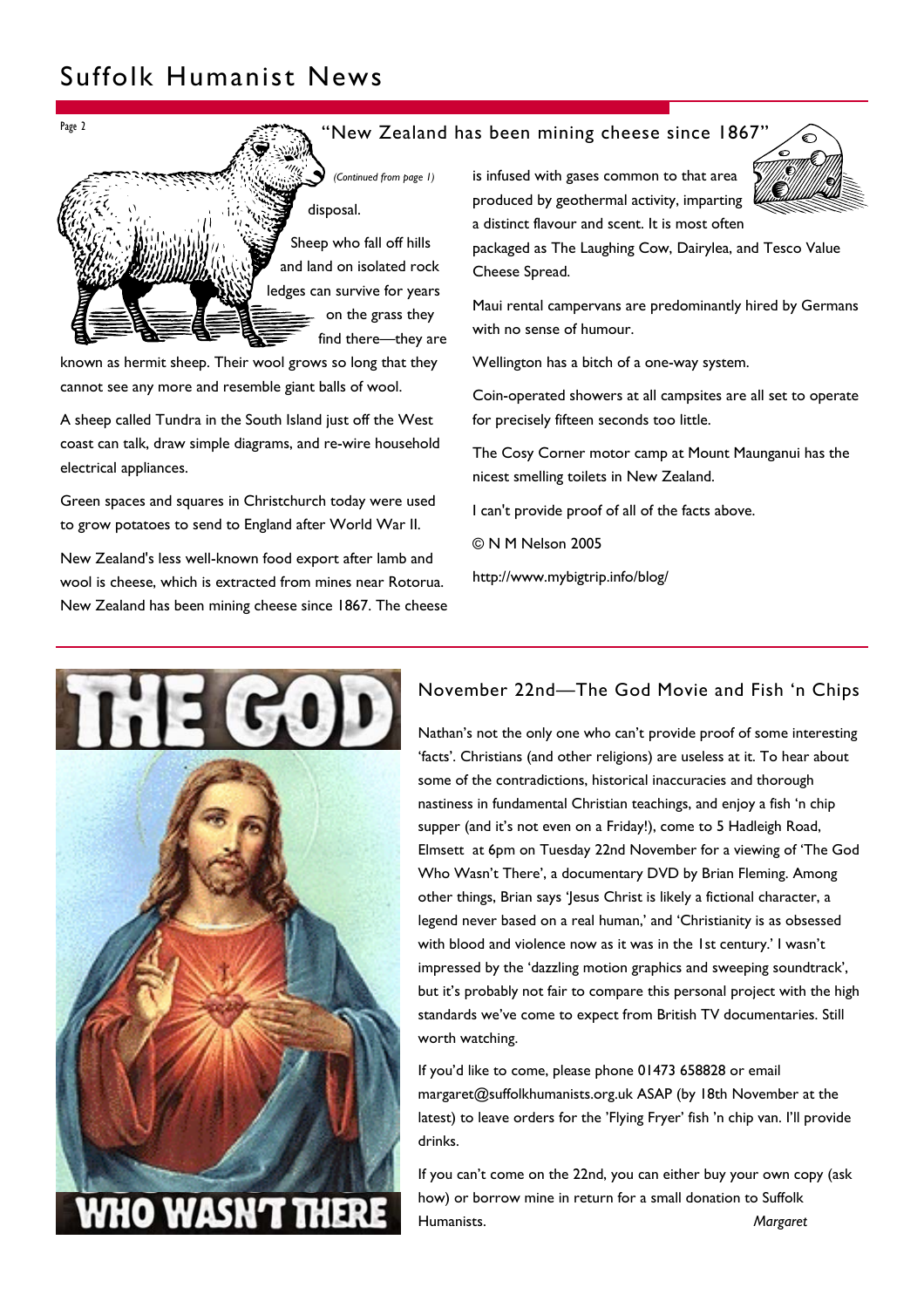## "New Zealand has been mining cheese since 1867"

*(Continued from page 1)*

disposal.

Sheep who fall off hills and land on isolated rock ledges can survive for years on the grass they find there—they are known as hermit sheep. Their wool grows so long that they cannot see any more and resemble giant balls of wool.

A sheep called Tundra in the South Island just off the West coast can talk, draw simple diagrams, and re-wire household electrical appliances.

Green spaces and squares in Christchurch today were used to grow potatoes to send to England after World War II.

New Zealand's less well-known food export after lamb and wool is cheese, which is extracted from mines near Rotorua. New Zealand has been mining cheese since 1867. The cheese is infused with gases common to that area produced by geothermal activity, imparting a distinct flavour and scent. It is most often packaged as The Laughing Cow, Dairylea, and Tesco Value Cheese Spread.

Maui rental campervans are predominantly hired by Germans with no sense of humour.

Wellington has a bitch of a one-way system.

Coin-operated showers at all campsites are all set to operate for precisely fifteen seconds too little.

The Cosy Corner motor camp at Mount Maunganui has the nicest smelling toilets in New Zealand.

I can't provide proof of all of the facts above.

© N M Nelson 2005

http://www.mybigtrip.info/blog/

## November 22nd—The God Movie and Fish 'n Chips

Nathan's not the only one who can't provide proof of some interesting 'facts'. Christians (and other religions) are useless at it. To hear about some of the contradictions, historical inaccuracies and thorough nastiness in fundamental Christian teachings, and enjoy a fish 'n chip supper (and it's not even on a Friday!), come to 5 Hadleigh Road, Elmsett at 6pm on Tuesday 22nd November for a viewing of 'The God Who Wasn't There', a documentary DVD by Brian Fleming. Among other things, Brian says 'Jesus Christ is likely a fictional character, a legend never based on a real human,' and 'Christianity is as obsessed with blood and violence now as it was in the 1st century.' I wasn't impressed by the 'dazzling motion graphics and sweeping soundtrack', but it's probably not fair to compare this personal project with the high standards we've come to expect from British TV documentaries. Still worth watching.

If you'd like to come, please phone 01473 658828 or email margaret@suffolkhumanists.org.uk ASAP (by 18th November at the latest) to leave orders for the 'Flying Fryer' fish 'n chip van. I'll provide drinks.

If you can't come on the 22nd, you can either buy your own copy (ask how) or borrow mine in return for a small donation to Suffolk Humanists.

*Margaret*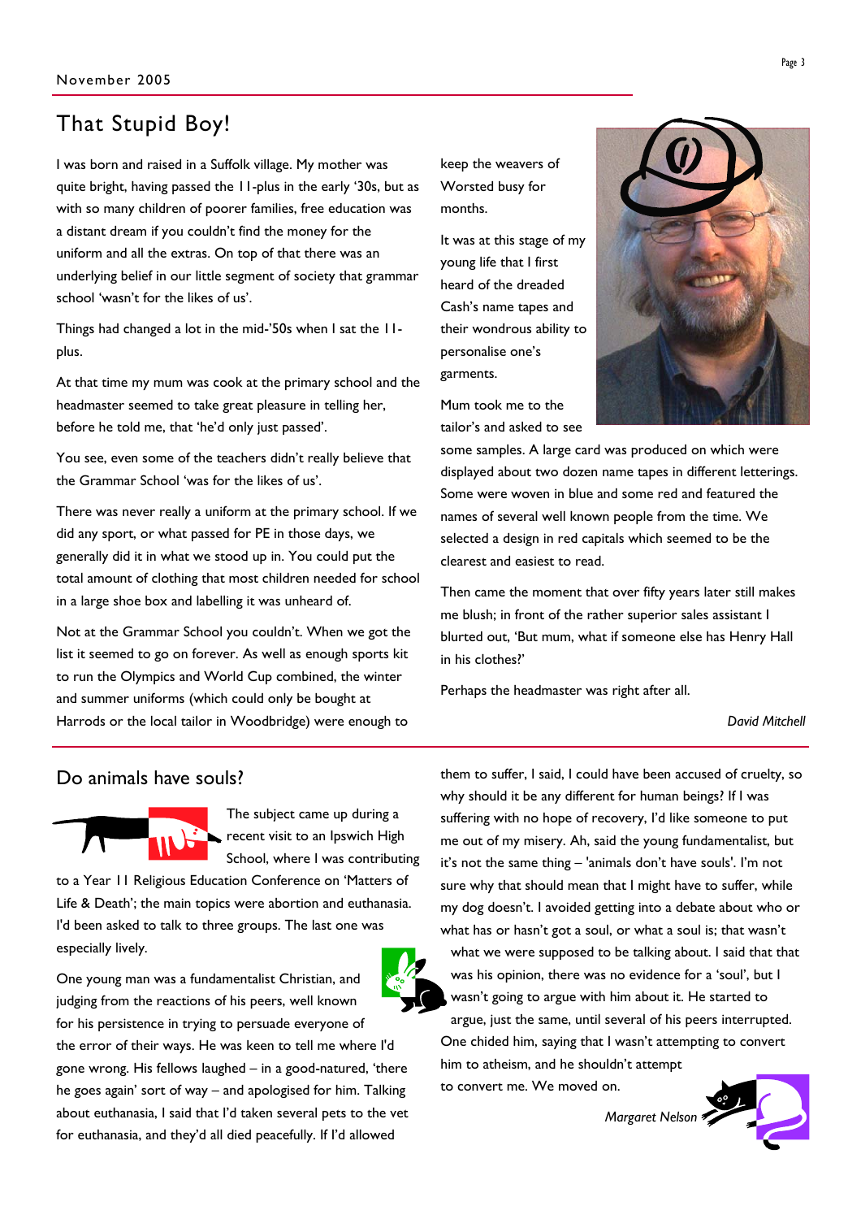## That Stupid Boy!

I was born and raised in a Suffolk village. My mother was quite bright, having passed the 11-plus in the early '30s, but as with so many children of poorer families, free education was a distant dream if you couldn't find the money for the uniform and all the extras. On top of that there was an underlying belief in our little segment of society that grammar school 'wasn't for the likes of us'.

Things had changed a lot in the mid-'50s when I sat the 11-plus.

At that time my mum was cook at the primary school and the headmaster seemed to take great pleasure in telling her, before he told me, that 'he'd only just passed'.

You see, even some of the teachers didn't really believe that the Grammar School 'was for the likes of us'.

There was never really a uniform at the primary school. If we did any sport, or what passed for PE in those days, we generally did it in what we stood up in. You could put the total amount of clothing that most children needed for school in a large shoe box and labelling it was unheard of.

Not at the Grammar School you couldn't. When we got the list it seemed to go on forever. As well as enough sports kit to run the Olympics and World Cup combined, the winter and summer uniforms (which could only be bought at Harrods or the local tailor in Woodbridge) were enough to keep the weavers of Worsted busy for months.

It was at this stage of my young life that I first heard of the dreaded Cash's name tapes and their wondrous ability to personalise one's garments.

Mum took me to the tailor's and asked to see some samples. A large card was produced on which were displayed about two dozen name tapes in different letterings. Some were woven in blue and some red and featured the names of several well known people from the time. We selected a design in red capitals which seemed to be the clearest and easiest to read.

Then came the moment that over fifty years later still makes me blush; in front of the rather superior sales assistant I blurted out, 'But mum, what if someone else has Henry Hall in his clothes?'

Perhaps the headmaster was right after all.

*David Mitchell*

## Do animals have souls?

The subject came up during a recent visit to an Ipswich High School, where I was contributing to a Year 11 Religious Education Conference on 'Matters of Life & Death'; the main topics were abortion and euthanasia. I'd been asked to talk to three groups. The last one was especially lively.

One young man was a fundamentalist Christian, and judging from the reactions of his peers, well known for his persistence in trying to persuade everyone of the error of their ways. He was keen to tell me where I'd gone wrong. His fellows laughed – in a good-natured, 'there he goes again' sort of way – and apologised for him. Talking about euthanasia, I said that I'd taken several pets to the vet for euthanasia, and they'd all died peacefully. If I'd allowed them to suffer, I said, I could have been accused of cruelty, so why should it be any different for human beings? If I was suffering with no hope of recovery, I'd like someone to put me out of my misery. Ah, said the young fundamentalist, but it's not the same thing – 'animals don't have souls'. I'm not sure why that should mean that I might have to suffer, while my dog doesn't. I avoided getting into a debate about who or what has or hasn't got a soul, or what a soul is; that wasn't what we were supposed to be talking about. I said that that was his opinion, there was no evidence for a 'soul', but I wasn't going to argue with him about it. He started to argue, just the same, until several of his peers interrupted. One chided him, saying that I wasn't attempting to convert him to atheism, and he shouldn't attempt to convert me. We moved on.

*Margaret Nelson*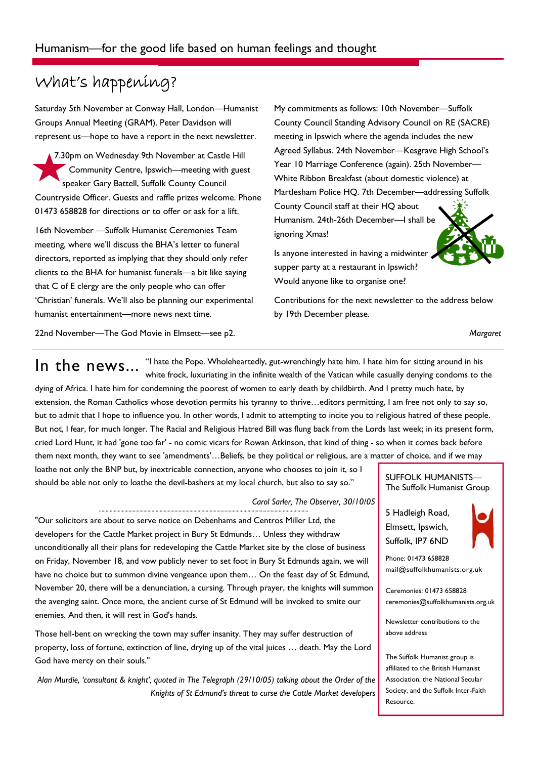Humanism—for the good life based on human feelings and thought

# What's happening?

Saturday 5th November at Conway Hall, London—Humanist Groups Annual Meeting (GRAM). Peter Davidson will represent us—hope to have a report in the next newsletter.

★ 7.30pm on Wednesday 9th November at Castle Hill Community Centre, Ipswich—meeting with guest speaker Gary Battell, Suffolk County Council Countryside Officer. Guests and raffle prizes welcome. Phone 01473 658828 for directions or to offer or ask for a lift.

16th November —Suffolk Humanist Ceremonies Team meeting, where we'll discuss the BHA's letter to funeral directors, reported as implying that they should only refer clients to the BHA for humanist funerals—a bit like saying that C of E clergy are the only people who can offer 'Christian' funerals. We'll also be planning our experimental humanist entertainment—more news next time.

22nd November—The God Movie in Elmsett—see p2.

My commitments as follows: 10th November—Suffolk County Council Standing Advisory Council on RE (SACRE) meeting in Ipswich where the agenda includes the new Agreed Syllabus. 24th November—Kesgrave High School's Year 10 Marriage Conference (again). 25th November—White Ribbon Breakfast (about domestic violence) at Martlesham Police HQ. 7th December—addressing Suffolk County Council staff at their HQ about Humanism. 24th-26th December—I shall be ignoring Xmas!

Is anyone interested in having a midwinter supper party at a restaurant in Ipswich? Would anyone like to organise one?

Contributions for the next newsletter to the address below by 19th December please.

*Margaret*

# In the news...

"I hate the Pope. Wholeheartedly, gut-wrenchingly hate him. I hate him for sitting around in his white frock, luxuriating in the infinite wealth of the Vatican while casually denying condoms to the dying of Africa. I hate him for condemning the poorest of women to early death by childbirth. And I pretty much hate, by extension, the Roman Catholics whose devotion permits his tyranny to thrive…editors permitting, I am free not only to say so, but to admit that I hope to influence you. In other words, I admit to attempting to incite you to religious hatred of these people. But not, I fear, for much longer. The Racial and Religious Hatred Bill was flung back from the Lords last week; in its present form, cried Lord Hunt, it had 'gone too far' - no comic vicars for Rowan Atkinson, that kind of thing - so when it comes back before them next month, they want to see 'amendments'…Beliefs, be they political or religious, are a matter of choice, and if we may loathe not only the BNP but, by inextricable connection, anyone who chooses to join it, so I should be able not only to loathe the devil-bashers at my local church, but also to say so."

*Carol Sarler, The Observer, 30/10/05*

"Our solicitors are about to serve notice on Debenhams and Centros Miller Ltd, the developers for the Cattle Market project in Bury St Edmunds… Unless they withdraw unconditionally all their plans for redeveloping the Cattle Market site by the close of business on Friday, November 18, and vow publicly never to set foot in Bury St Edmunds again, we will have no choice but to summon divine vengeance upon them… On the feast day of St Edmund, November 20, there will be a denunciation, a cursing. Through prayer, the knights will summon the avenging saint. Once more, the ancient curse of St Edmund will be invoked to smite our enemies. And then, it will rest in God's hands.

Those hell-bent on wrecking the town may suffer insanity. They may suffer destruction of property, loss of fortune, extinction of line, drying up of the vital juices … death. May the Lord God have mercy on their souls."

*Alan Murdie, 'consultant & knight', quoted in The Telegraph (29/10/05) talking about the Order of the Knights of St Edmund's threat to curse the Cattle Market developers*

SUFFOLK HUMANISTS—
The Suffolk Humanist Group

5 Hadleigh Road,
Elmsett, Ipswich,
Suffolk, IP7 6ND

Phone: 01473 658828
mail@suffolkhumanists.org.uk

Ceremonies: 01473 658828
ceremonies@suffolkhumanists.org.uk

Newsletter contributions to the above address

The Suffolk Humanist group is affiliated to the British Humanist Association, the National Secular Society, and the Suffolk Inter-Faith Resource.